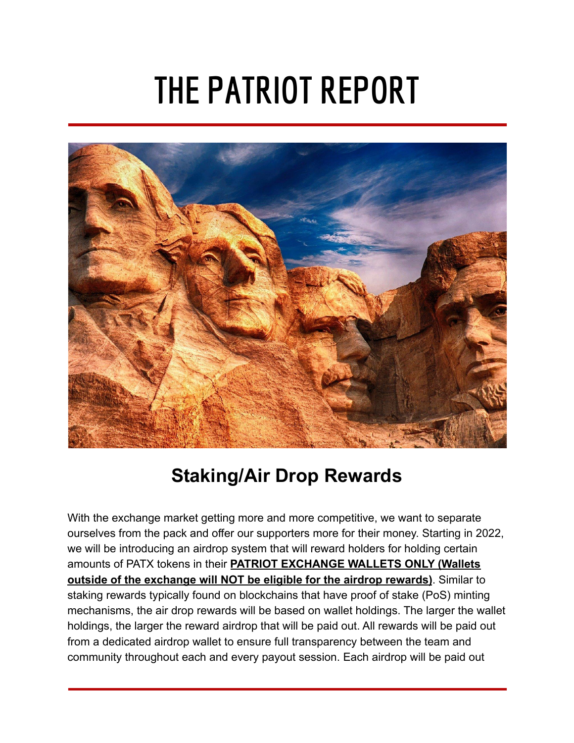# THE PATRIOT REPORT

## Staking/Air Drop Rewards

With the exchange market getting more and more competitive, we want to separate ourselves from the pack and offer our supporters more for their money. Starting in 2022, we will be introducing an airdrop system that will reward holders for holding certain amounts of PATX tokens in their **PATRIOT EXCHANGE WALLETS ONLY (Wallets outside of the exchange will NOT be eligible for the airdrop rewards)**. Similar to staking rewards typically found on blockchains that have proof of stake (PoS) minting mechanisms, the air drop rewards will be based on wallet holdings. The larger the wallet holdings, the larger the reward airdrop that will be paid out. All rewards will be paid out from a dedicated airdrop wallet to ensure full transparency between the team and community throughout each and every payout session. Each airdrop will be paid out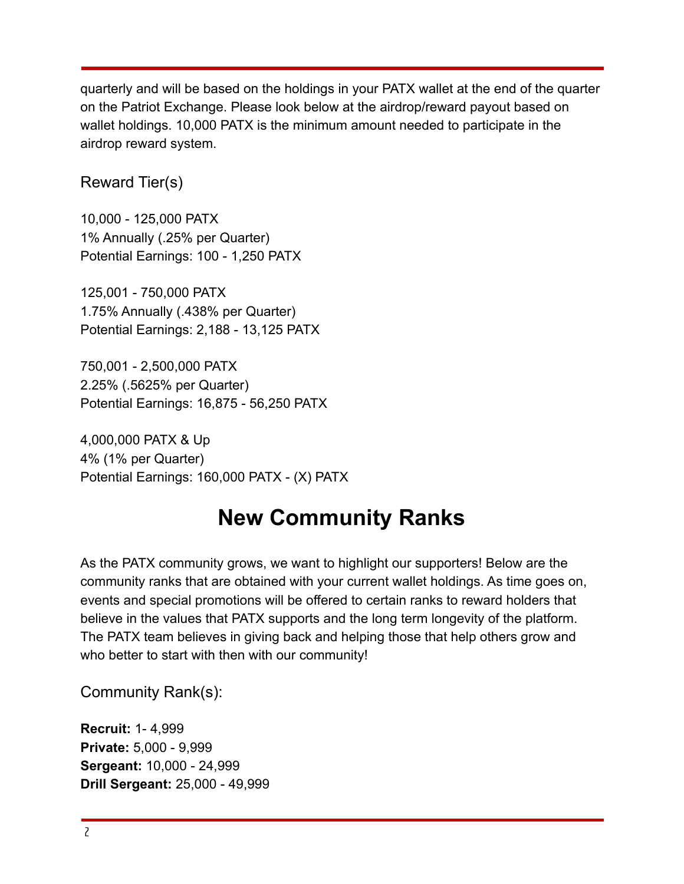quarterly and will be based on the holdings in your PATX wallet at the end of the quarter on the Patriot Exchange. Please look below at the airdrop/reward payout based on wallet holdings. 10,000 PATX is the minimum amount needed to participate in the airdrop reward system.

### Reward Tier(s)

10,000 - 125,000 PATX
1% Annually (.25% per Quarter)
Potential Earnings: 100 - 1,250 PATX

125,001 - 750,000 PATX
1.75% Annually (.438% per Quarter)
Potential Earnings: 2,188 - 13,125 PATX

750,001 - 2,500,000 PATX
2.25% (.5625% per Quarter)
Potential Earnings: 16,875 - 56,250 PATX

4,000,000 PATX & Up
4% (1% per Quarter)
Potential Earnings: 160,000 PATX - (X) PATX

## New Community Ranks

As the PATX community grows, we want to highlight our supporters! Below are the community ranks that are obtained with your current wallet holdings. As time goes on, events and special promotions will be offered to certain ranks to reward holders that believe in the values that PATX supports and the long term longevity of the platform. The PATX team believes in giving back and helping those that help others grow and who better to start with then with our community!

### Community Rank(s):

**Recruit:** 1- 4,999
**Private:** 5,000 - 9,999
**Sergeant:** 10,000 - 24,999
**Drill Sergeant:** 25,000 - 49,999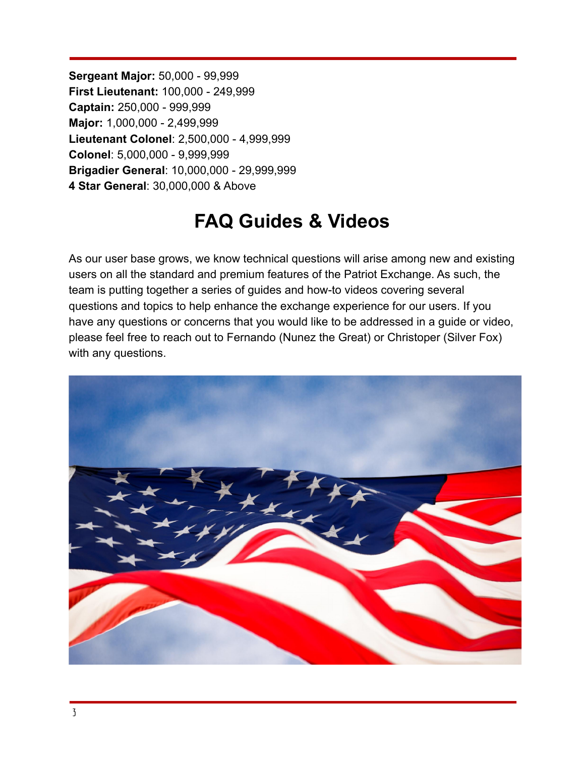**Sergeant Major:** 50,000 - 99,999
**First Lieutenant:** 100,000 - 249,999
**Captain:** 250,000 - 999,999
**Major:** 1,000,000 - 2,499,999
**Lieutenant Colonel**: 2,500,000 - 4,999,999
**Colonel**: 5,000,000 - 9,999,999
**Brigadier General**: 10,000,000 - 29,999,999
**4 Star General**: 30,000,000 & Above

# FAQ Guides & Videos

As our user base grows, we know technical questions will arise among new and existing users on all the standard and premium features of the Patriot Exchange. As such, the team is putting together a series of guides and how-to videos covering several questions and topics to help enhance the exchange experience for our users. If you have any questions or concerns that you would like to be addressed in a guide or video, please feel free to reach out to Fernando (Nunez the Great) or Christoper (Silver Fox) with any questions.